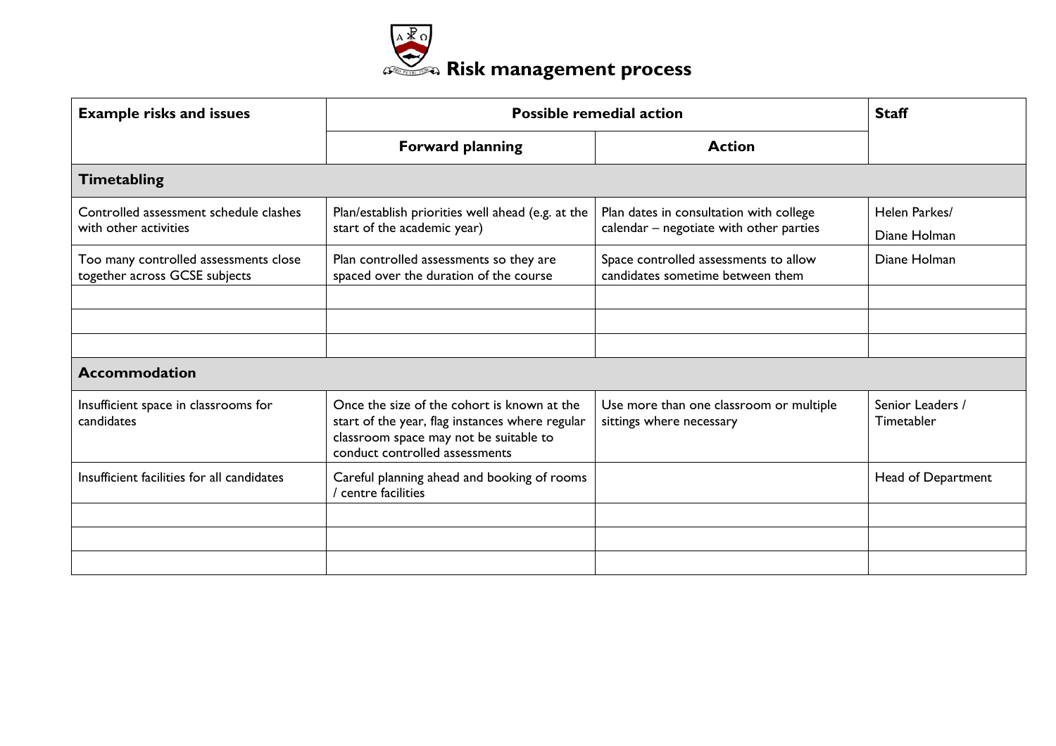# Risk management process

| Example risks and issues | Possible remedial action | | Staff |
|---|---|---|---|
| | Forward planning | Action | |
| **Timetabling** | | | |
| Controlled assessment schedule clashes with other activities | Plan/establish priorities well ahead (e.g. at the start of the academic year) | Plan dates in consultation with college calendar – negotiate with other parties | Helen Parkes/ Diane Holman |
| Too many controlled assessments close together across GCSE subjects | Plan controlled assessments so they are spaced over the duration of the course | Space controlled assessments to allow candidates sometime between them | Diane Holman |
| | | | |
| | | | |
| | | | |
| **Accommodation** | | | |
| Insufficient space in classrooms for candidates | Once the size of the cohort is known at the start of the year, flag instances where regular classroom space may not be suitable to conduct controlled assessments | Use more than one classroom or multiple sittings where necessary | Senior Leaders / Timetabler |
| Insufficient facilities for all candidates | Careful planning ahead and booking of rooms / centre facilities | | Head of Department |
| | | | |
| | | | |
| | | | |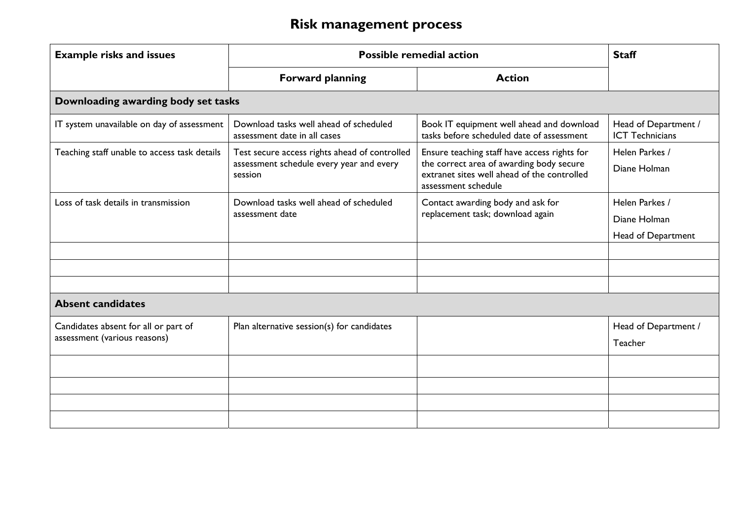# Risk management process

| Example risks and issues | Possible remedial action | | Staff |
|---|---|---|---|
| | **Forward planning** | **Action** | |
| **Downloading awarding body set tasks** | | | |
| IT system unavailable on day of assessment | Download tasks well ahead of scheduled assessment date in all cases | Book IT equipment well ahead and download tasks before scheduled date of assessment | Head of Department / ICT Technicians |
| Teaching staff unable to access task details | Test secure access rights ahead of controlled assessment schedule every year and every session | Ensure teaching staff have access rights for the correct area of awarding body secure extranet sites well ahead of the controlled assessment schedule | Helen Parkes / Diane Holman |
| Loss of task details in transmission | Download tasks well ahead of scheduled assessment date | Contact awarding body and ask for replacement task; download again | Helen Parkes / Diane Holman Head of Department |
| | | | |
| | | | |
| | | | |
| **Absent candidates** | | | |
| Candidates absent for all or part of assessment (various reasons) | Plan alternative session(s) for candidates | | Head of Department / Teacher |
| | | | |
| | | | |
| | | | |
| | | | |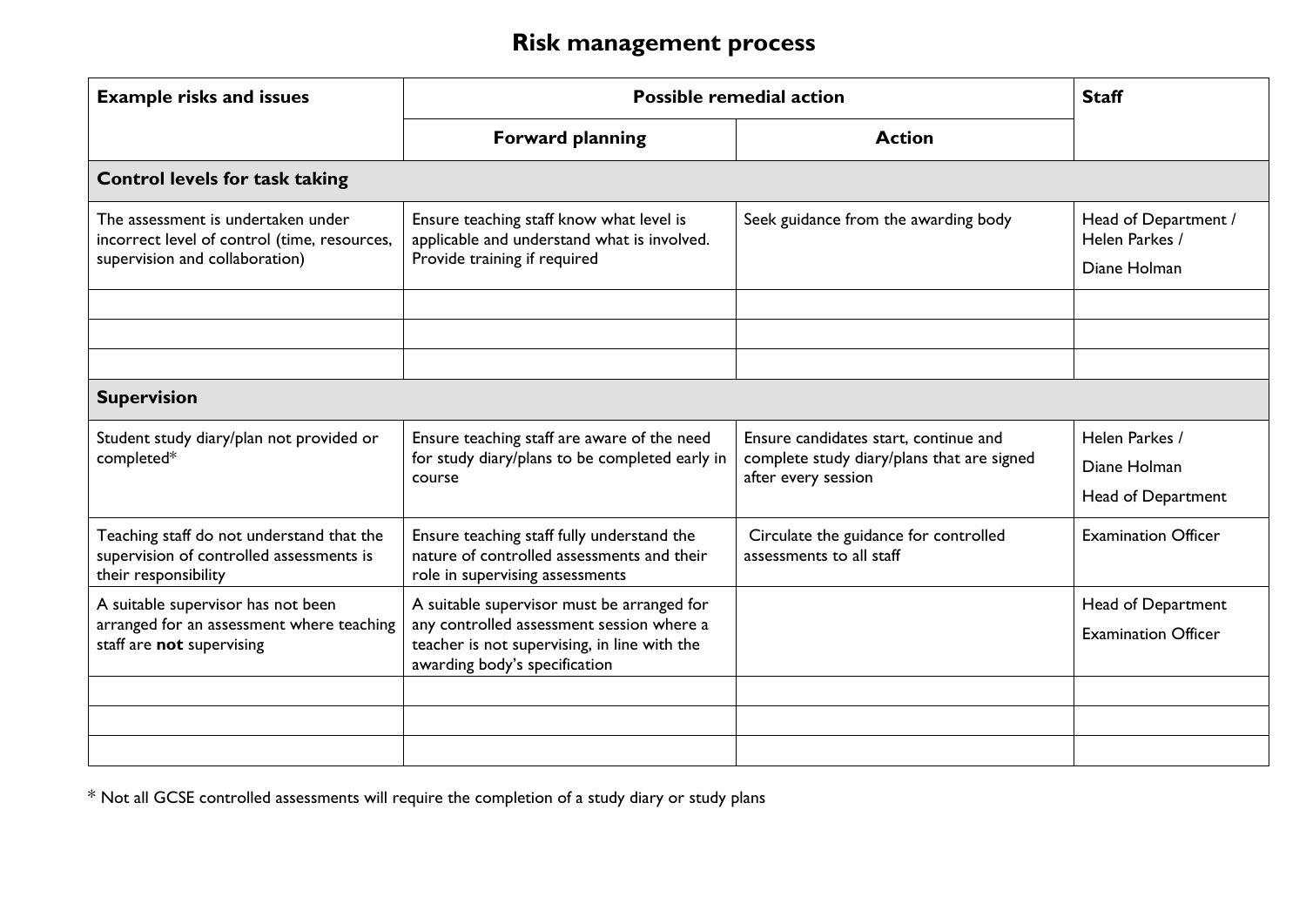# Risk management process

| Example risks and issues | Possible remedial action | | Staff |
|---|---|---|---|
| | **Forward planning** | **Action** | |
| **Control levels for task taking** | | | |
| The assessment is undertaken under incorrect level of control (time, resources, supervision and collaboration) | Ensure teaching staff know what level is applicable and understand what is involved. Provide training if required | Seek guidance from the awarding body | Head of Department / Helen Parkes / Diane Holman |
| | | | |
| | | | |
| | | | |
| **Supervision** | | | |
| Student study diary/plan not provided or completed* | Ensure teaching staff are aware of the need for study diary/plans to be completed early in course | Ensure candidates start, continue and complete study diary/plans that are signed after every session | Helen Parkes / Diane Holman Head of Department |
| Teaching staff do not understand that the supervision of controlled assessments is their responsibility | Ensure teaching staff fully understand the nature of controlled assessments and their role in supervising assessments | Circulate the guidance for controlled assessments to all staff | Examination Officer |
| A suitable supervisor has not been arranged for an assessment where teaching staff are **not** supervising | A suitable supervisor must be arranged for any controlled assessment session where a teacher is not supervising, in line with the awarding body's specification | | Head of Department Examination Officer |
| | | | |
| | | | |
| | | | |

* Not all GCSE controlled assessments will require the completion of a study diary or study plans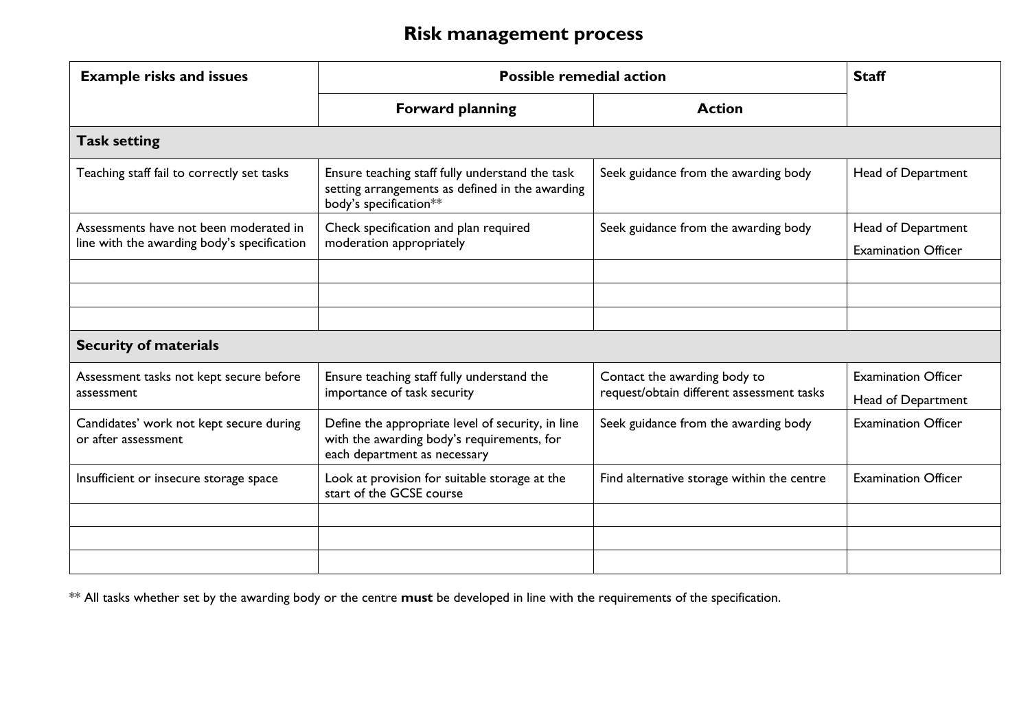# Risk management process

| Example risks and issues | Possible remedial action | | Staff |
|---|---|---|---|
| | **Forward planning** | **Action** | |
| **Task setting** | | | |
| Teaching staff fail to correctly set tasks | Ensure teaching staff fully understand the task setting arrangements as defined in the awarding body's specification** | Seek guidance from the awarding body | Head of Department |
| Assessments have not been moderated in line with the awarding body's specification | Check specification and plan required moderation appropriately | Seek guidance from the awarding body | Head of Department<br>Examination Officer |
| | | | |
| | | | |
| | | | |
| **Security of materials** | | | |
| Assessment tasks not kept secure before assessment | Ensure teaching staff fully understand the importance of task security | Contact the awarding body to request/obtain different assessment tasks | Examination Officer<br>Head of Department |
| Candidates' work not kept secure during or after assessment | Define the appropriate level of security, in line with the awarding body's requirements, for each department as necessary | Seek guidance from the awarding body | Examination Officer |
| Insufficient or insecure storage space | Look at provision for suitable storage at the start of the GCSE course | Find alternative storage within the centre | Examination Officer |
| | | | |
| | | | |
| | | | |

** All tasks whether set by the awarding body or the centre **must** be developed in line with the requirements of the specification.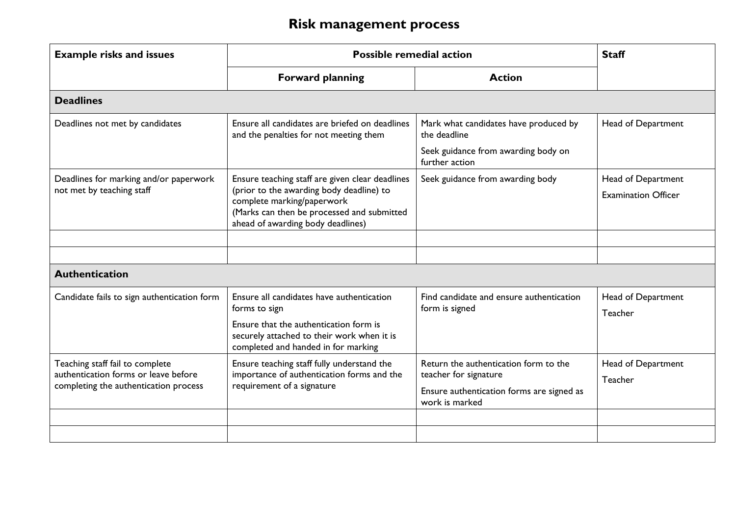# Risk management process

| Example risks and issues | Possible remedial action | | Staff |
|---|---|---|---|
| | **Forward planning** | **Action** | |
| **Deadlines** | | | |
| Deadlines not met by candidates | Ensure all candidates are briefed on deadlines and the penalties for not meeting them | Mark what candidates have produced by the deadline<br><br>Seek guidance from awarding body on further action | Head of Department |
| Deadlines for marking and/or paperwork not met by teaching staff | Ensure teaching staff are given clear deadlines (prior to the awarding body deadline) to complete marking/paperwork<br>(Marks can then be processed and submitted ahead of awarding body deadlines) | Seek guidance from awarding body | Head of Department<br><br>Examination Officer |
| | | | |
| | | | |
| **Authentication** | | | |
| Candidate fails to sign authentication form | Ensure all candidates have authentication forms to sign<br><br>Ensure that the authentication form is securely attached to their work when it is completed and handed in for marking | Find candidate and ensure authentication form is signed | Head of Department<br><br>Teacher |
| Teaching staff fail to complete authentication forms or leave before completing the authentication process | Ensure teaching staff fully understand the importance of authentication forms and the requirement of a signature | Return the authentication form to the teacher for signature<br><br>Ensure authentication forms are signed as work is marked | Head of Department<br><br>Teacher |
| | | | |
| | | | |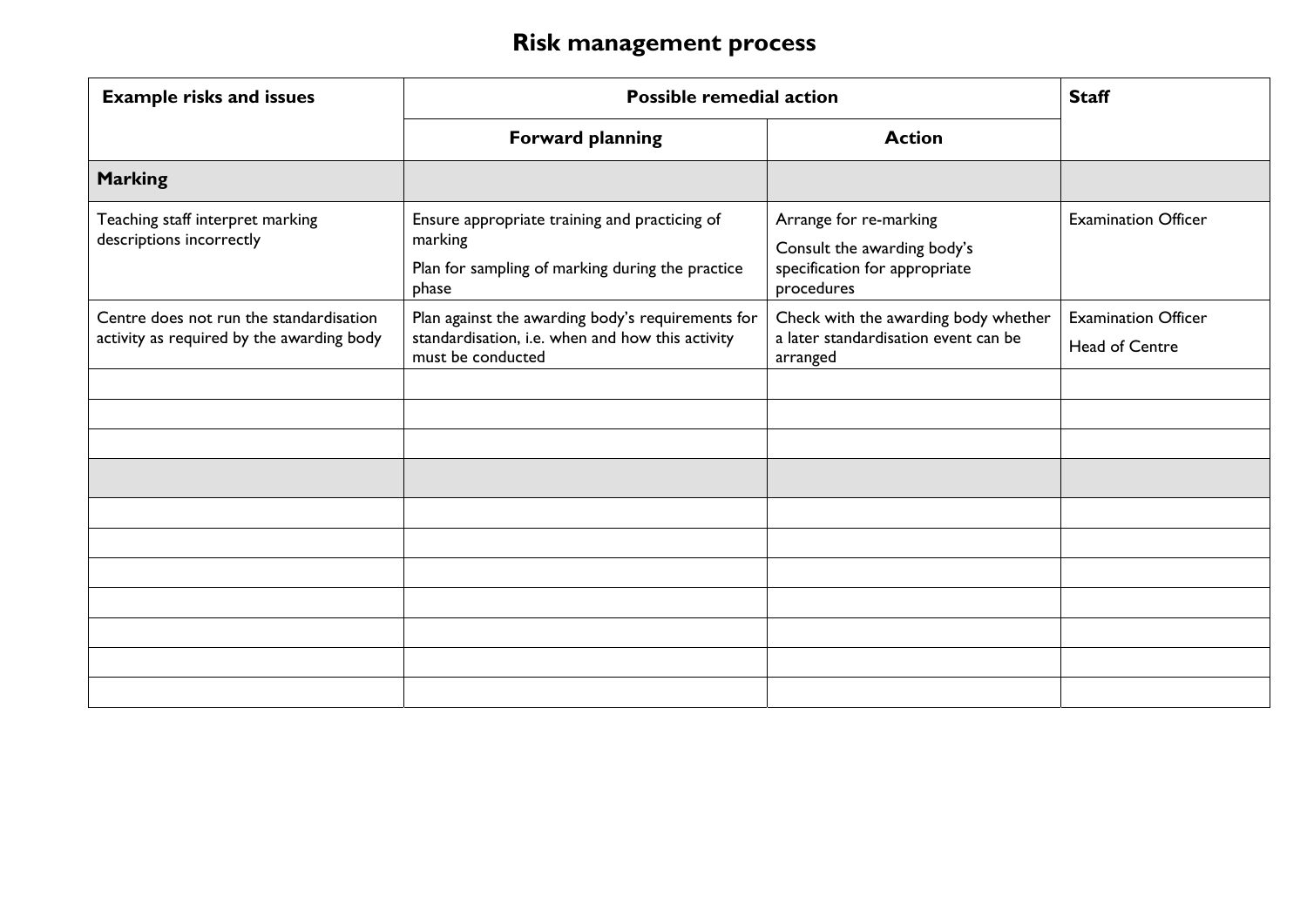# Risk management process

| Example risks and issues | Possible remedial action | | Staff |
|---|---|---|---|
| | Forward planning | Action | |
| **Marking** | | | |
| Teaching staff interpret marking descriptions incorrectly | Ensure appropriate training and practicing of marking<br>Plan for sampling of marking during the practice phase | Arrange for re-marking<br>Consult the awarding body's specification for appropriate procedures | Examination Officer |
| Centre does not run the standardisation activity as required by the awarding body | Plan against the awarding body's requirements for standardisation, i.e. when and how this activity must be conducted | Check with the awarding body whether a later standardisation event can be arranged | Examination Officer<br>Head of Centre |
| | | | |
| | | | |
| | | | |
| | | | |
| | | | |
| | | | |
| | | | |
| | | | |
| | | | |
| | | | |
| | | | |